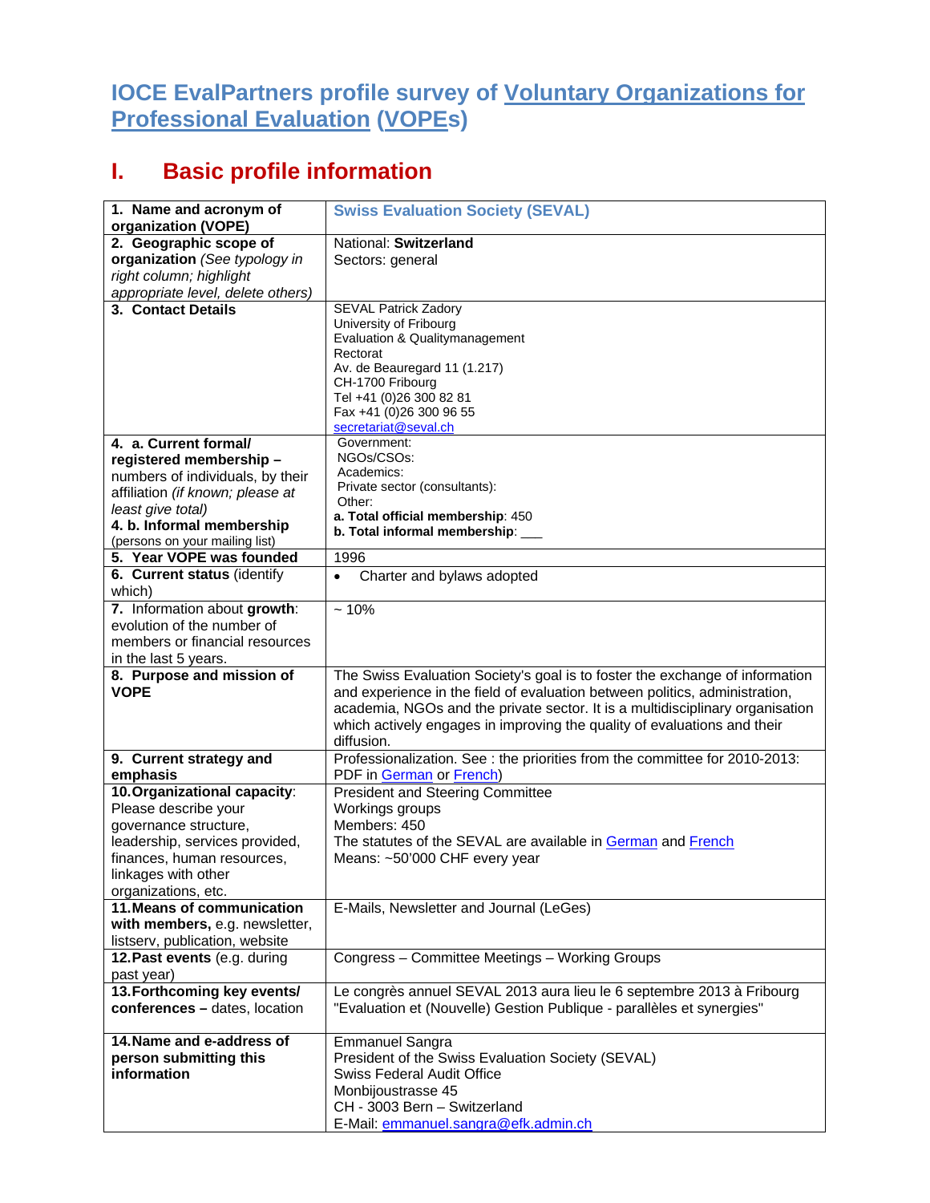# IOCE EvalPartners profile survey of Voluntary Organizations for Professional Evaluation (VOPEs)

## I. Basic profile information

| | |
|---|---|
| **1. Name and acronym of organization (VOPE)** | **Swiss Evaluation Society (SEVAL)** |
| **2. Geographic scope of organization** *(See typology in right column; highlight appropriate level, delete others)* | National: **Switzerland**<br>Sectors: general |
| **3. Contact Details** | SEVAL Patrick Zadory<br>University of Fribourg<br>Evaluation & Qualitymanagement<br>Rectorat<br>Av. de Beauregard 11 (1.217)<br>CH-1700 Fribourg<br>Tel +41 (0)26 300 82 81<br>Fax +41 (0)26 300 96 55<br>secretariat@seval.ch |
| **4. a. Current formal/ registered membership –** numbers of individuals, by their affiliation *(if known; please at least give total)*<br>**4. b. Informal membership** (persons on your mailing list) | Government:<br>NGOs/CSOs:<br>Academics:<br>Private sector (consultants):<br>Other:<br>**a. Total official membership**: 450<br>**b. Total informal membership**: ___ |
| **5. Year VOPE was founded** | 1996 |
| **6. Current status** (identify which) | • Charter and bylaws adopted |
| **7.** Information about **growth**: evolution of the number of members or financial resources in the last 5 years. | ~ 10% |
| **8. Purpose and mission of VOPE** | The Swiss Evaluation Society's goal is to foster the exchange of information and experience in the field of evaluation between politics, administration, academia, NGOs and the private sector. It is a multidisciplinary organisation which actively engages in improving the quality of evaluations and their diffusion. |
| **9. Current strategy and emphasis** | Professionalization. See : the priorities from the committee for 2010-2013: PDF in German or French) |
| **10. Organizational capacity**: Please describe your governance structure, leadership, services provided, finances, human resources, linkages with other organizations, etc. | President and Steering Committee<br>Workings groups<br>Members: 450<br>The statutes of the SEVAL are available in German and French<br>Means: ~50'000 CHF every year |
| **11. Means of communication with members,** e.g. newsletter, listserv, publication, website | E-Mails, Newsletter and Journal (LeGes) |
| **12. Past events** (e.g. during past year) | Congress – Committee Meetings – Working Groups |
| **13. Forthcoming key events/ conferences –** dates, location | Le congrès annuel SEVAL 2013 aura lieu le 6 septembre 2013 à Fribourg "Evaluation et (Nouvelle) Gestion Publique - parallèles et synergies" |
| **14. Name and e-address of person submitting this information** | Emmanuel Sangra<br>President of the Swiss Evaluation Society (SEVAL)<br>Swiss Federal Audit Office<br>Monbijoustrasse 45<br>CH - 3003 Bern – Switzerland<br>E-Mail: emmanuel.sangra@efk.admin.ch |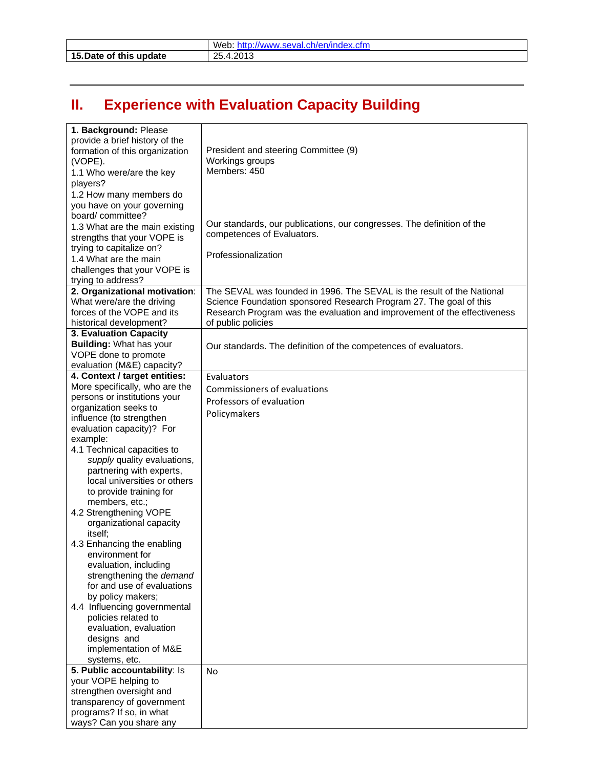| | Web: http://www.seval.ch/en/index.cfm |
|---|---|
| **15.Date of this update** | 25.4.2013 |

---

## II. Experience with Evaluation Capacity Building

| | |
|---|---|
| **1. Background:** Please provide a brief history of the formation of this organization (VOPE).<br>1.1 Who were/are the key players?<br>1.2 How many members do you have on your governing board/ committee?<br>1.3 What are the main existing strengths that your VOPE is trying to capitalize on?<br>1.4 What are the main challenges that your VOPE is trying to address? | President and steering Committee (9)<br>Workings groups<br>Members: 450<br><br>Our standards, our publications, our congresses. The definition of the competences of Evaluators.<br><br>Professionalization |
| **2. Organizational motivation**: What were/are the driving forces of the VOPE and its historical development? | The SEVAL was founded in 1996. The SEVAL is the result of the National Science Foundation sponsored Research Program 27. The goal of this Research Program was the evaluation and improvement of the effectiveness of public policies |
| **3. Evaluation Capacity Building:** What has your VOPE done to promote evaluation (M&E) capacity? | Our standards. The definition of the competences of evaluators. |
| **4. Context / target entities:** More specifically, who are the persons or institutions your organization seeks to influence (to strengthen evaluation capacity)? For example:<br>4.1 Technical capacities to *supply* quality evaluations, partnering with experts, local universities or others to provide training for members, etc.;<br>4.2 Strengthening VOPE organizational capacity itself;<br>4.3 Enhancing the enabling environment for evaluation, including strengthening the *demand* for and use of evaluations by policy makers;<br>4.4 Influencing governmental policies related to evaluation, evaluation designs and implementation of M&E systems, etc. | Evaluators<br>Commissioners of evaluations<br>Professors of evaluation<br>Policymakers |
| **5. Public accountability**: Is your VOPE helping to strengthen oversight and transparency of government programs? If so, in what ways? Can you share any | No |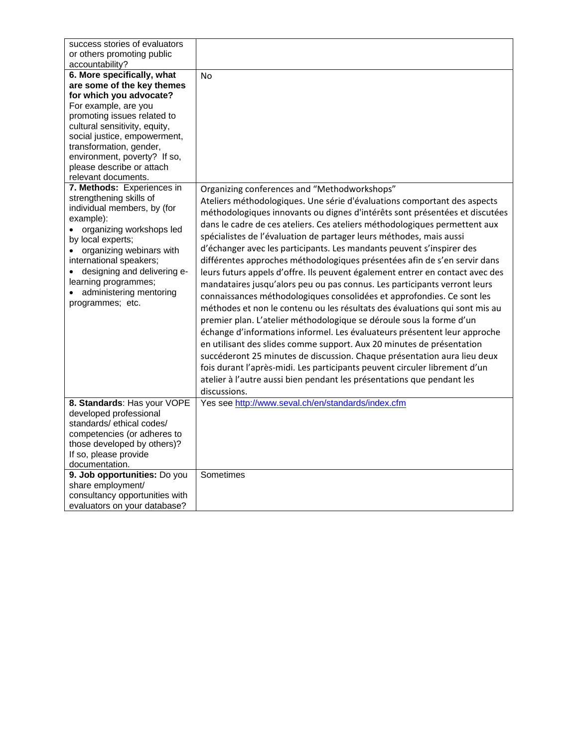| | |
|---|---|
| success stories of evaluators or others promoting public accountability? | |
| **6. More specifically, what are some of the key themes for which you advocate?** For example, are you promoting issues related to cultural sensitivity, equity, social justice, empowerment, transformation, gender, environment, poverty? If so, please describe or attach relevant documents. | No |
| **7. Methods:** Experiences in strengthening skills of individual members, by (for example):<br>• organizing workshops led by local experts;<br>• organizing webinars with international speakers;<br>• designing and delivering e-learning programmes;<br>• administering mentoring programmes; etc. | Organizing conferences and "Methodworkshops"<br>Ateliers méthodologiques. Une série d'évaluations comportant des aspects méthodologiques innovants ou dignes d'intérêts sont présentées et discutées dans le cadre de ces ateliers. Ces ateliers méthodologiques permettent aux spécialistes de l'évaluation de partager leurs méthodes, mais aussi d'échanger avec les participants. Les mandants peuvent s'inspirer des différentes approches méthodologiques présentées afin de s'en servir dans leurs futurs appels d'offre. Ils peuvent également entrer en contact avec des mandataires jusqu'alors peu ou pas connus. Les participants verront leurs connaissances méthodologiques consolidées et approfondies. Ce sont les méthodes et non le contenu ou les résultats des évaluations qui sont mis au premier plan. L'atelier méthodologique se déroule sous la forme d'un échange d'informations informel. Les évaluateurs présentent leur approche en utilisant des slides comme support. Aux 20 minutes de présentation succéderont 25 minutes de discussion. Chaque présentation aura lieu deux fois durant l'après-midi. Les participants peuvent circuler librement d'un atelier à l'autre aussi bien pendant les présentations que pendant les discussions. |
| **8. Standards**: Has your VOPE developed professional standards/ ethical codes/ competencies (or adheres to those developed by others)? If so, please provide documentation. | Yes see http://www.seval.ch/en/standards/index.cfm |
| **9. Job opportunities:** Do you share employment/ consultancy opportunities with evaluators on your database? | Sometimes |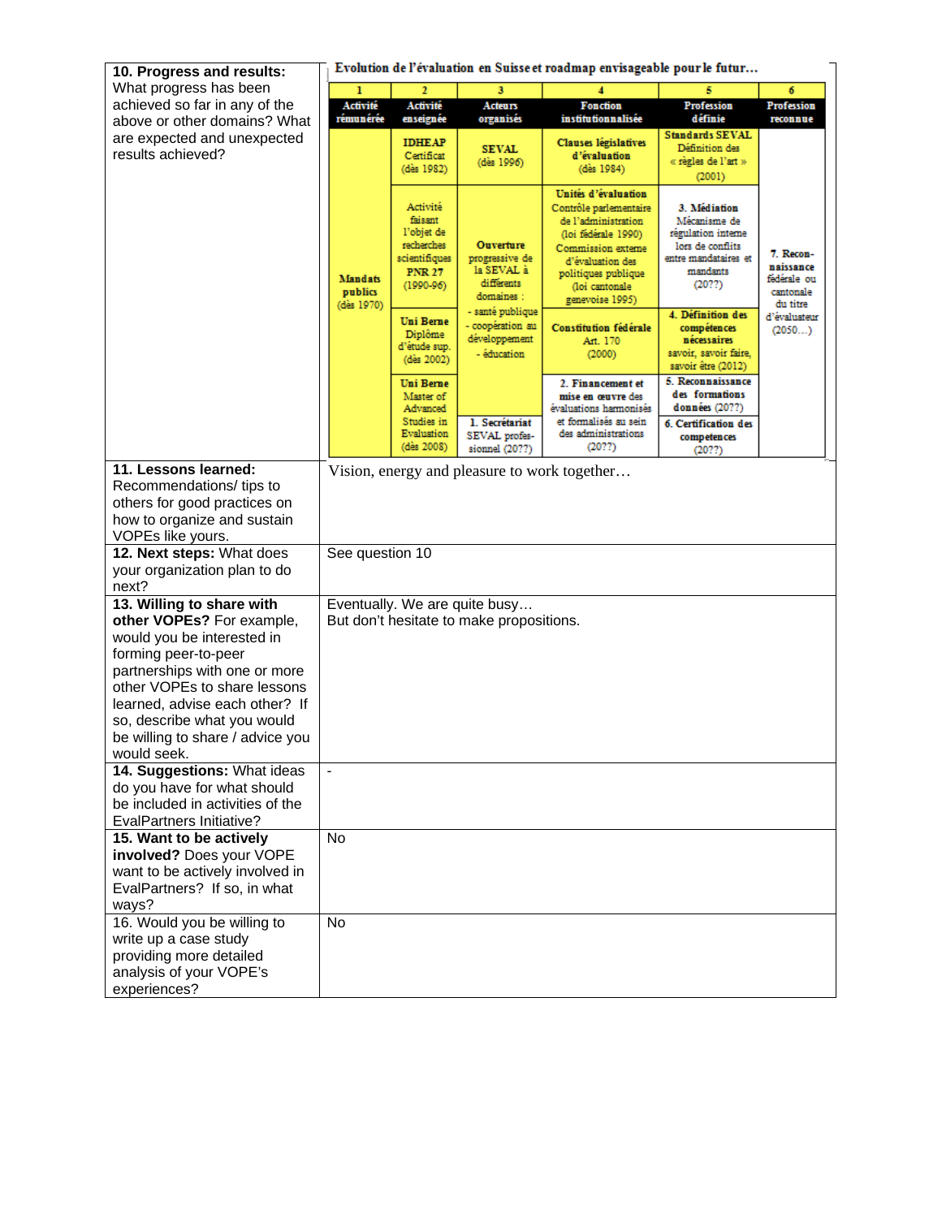| | |
|---|---|
| **10. Progress and results:** What progress has been achieved so far in any of the above or other domains? What are expected and unexpected results achieved? | **Evolution de l'évaluation en Suisse et roadmap envisageable pour le futur…** |

**Evolution de l'évaluation en Suisse et roadmap envisageable pour le futur…**

| 1 Activité rémunérée | 2 Activité enseignée | 3 Acteurs organisés | 4 Fonction institutionnalisée | 5 Profession définie | 6 Profession reconnue |
|---|---|---|---|---|---|
| **Mandats publics** (dès 1970) | **IDHEAP** Certificat (dès 1982) | **SEVAL** (dès 1996) | **Clauses législatives d'évaluation** (dès 1984) | **Standards SEVAL** Définition des « règles de l'art » (2001) | **7. Recon-naissance** fédérale ou cantonale du titre d'évaluateur (2050…) |
| | Activité faisant l'objet de recherches scientifiques **PNR 27** (1990-96) | **Ouverture** progressive de la SEVAL à différents domaines : - santé publique - coopération au développement - éducation | **Unités d'évaluation** Contrôle parlementaire de l'administration (loi fédérale 1990) Commission externe d'évaluation des politiques publique (loi cantonale genevoise 1995) | **3. Médiation** Mécanisme de régulation interne lors de conflits entre mandataires et mandants (20??) | |
| | **Uni Berne** Diplôme d'étude sup. (dès 2002) | | **Constitution fédérale** Art. 170 (2000) | **4. Définition des compétences nécessaires** savoir, savoir faire, savoir être (2012) | |
| | **Uni Berne** Master of Advanced Studies in Evaluation (dès 2008) | **1. Secrétariat** SEVAL profes-sionnel (20??) | **2. Financement et mise en œuvre des évaluations harmonisés** et formalisés au sein des administrations (20??) | **5. Reconnaissance des formations données** (20??) **6. Certification des competences** (20??) | |

| | |
|---|---|
| **11. Lessons learned:** Recommendations/ tips to others for good practices on how to organize and sustain VOPEs like yours. | Vision, energy and pleasure to work together… |
| **12. Next steps:** What does your organization plan to do next? | See question 10 |
| **13. Willing to share with other VOPEs?** For example, would you be interested in forming peer-to-peer partnerships with one or more other VOPEs to share lessons learned, advise each other? If so, describe what you would be willing to share / advice you would seek. | Eventually. We are quite busy… But don't hesitate to make propositions. |
| **14. Suggestions:** What ideas do you have for what should be included in activities of the EvalPartners Initiative? | - |
| **15. Want to be actively involved?** Does your VOPE want to be actively involved in EvalPartners? If so, in what ways? | No |
| 16. Would you be willing to write up a case study providing more detailed analysis of your VOPE's experiences? | No |